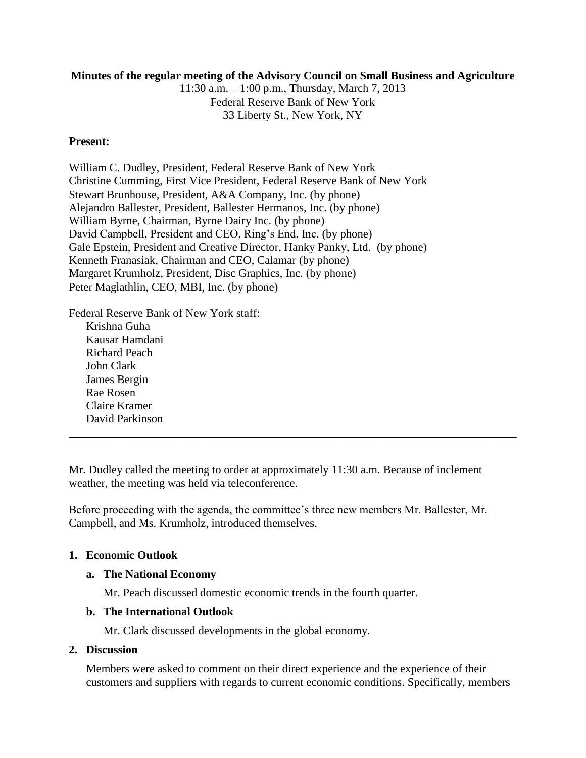**Minutes of the regular meeting of the Advisory Council on Small Business and Agriculture**

11:30 a.m. – 1:00 p.m., Thursday, March 7, 2013
Federal Reserve Bank of New York
33 Liberty St., New York, NY

**Present:**

William C. Dudley, President, Federal Reserve Bank of New York
Christine Cumming, First Vice President, Federal Reserve Bank of New York
Stewart Brunhouse, President, A&A Company, Inc. (by phone)
Alejandro Ballester, President, Ballester Hermanos, Inc. (by phone)
William Byrne, Chairman, Byrne Dairy Inc. (by phone)
David Campbell, President and CEO, Ring's End, Inc. (by phone)
Gale Epstein, President and Creative Director, Hanky Panky, Ltd. (by phone)
Kenneth Franasiak, Chairman and CEO, Calamar (by phone)
Margaret Krumholz, President, Disc Graphics, Inc. (by phone)
Peter Maglathlin, CEO, MBI, Inc. (by phone)

Federal Reserve Bank of New York staff:
Krishna Guha
Kausar Hamdani
Richard Peach
John Clark
James Bergin
Rae Rosen
Claire Kramer
David Parkinson

---

Mr. Dudley called the meeting to order at approximately 11:30 a.m. Because of inclement weather, the meeting was held via teleconference.

Before proceeding with the agenda, the committee's three new members Mr. Ballester, Mr. Campbell, and Ms. Krumholz, introduced themselves.

1. **Economic Outlook**

   a. **The National Economy**

      Mr. Peach discussed domestic economic trends in the fourth quarter.

   b. **The International Outlook**

      Mr. Clark discussed developments in the global economy.

2. **Discussion**

   Members were asked to comment on their direct experience and the experience of their customers and suppliers with regards to current economic conditions. Specifically, members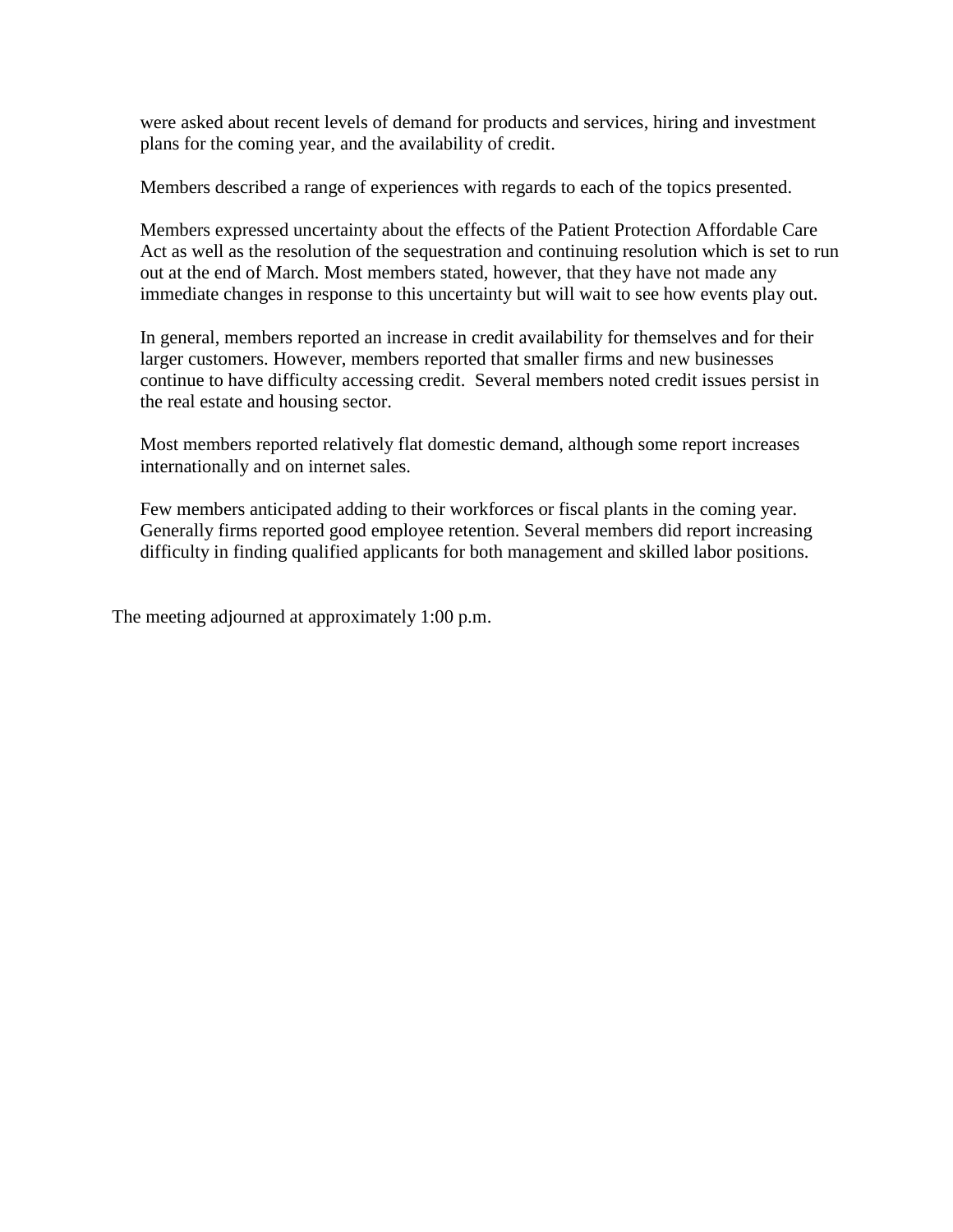were asked about recent levels of demand for products and services, hiring and investment plans for the coming year, and the availability of credit.

Members described a range of experiences with regards to each of the topics presented.

Members expressed uncertainty about the effects of the Patient Protection Affordable Care Act as well as the resolution of the sequestration and continuing resolution which is set to run out at the end of March. Most members stated, however, that they have not made any immediate changes in response to this uncertainty but will wait to see how events play out.

In general, members reported an increase in credit availability for themselves and for their larger customers. However, members reported that smaller firms and new businesses continue to have difficulty accessing credit. Several members noted credit issues persist in the real estate and housing sector.

Most members reported relatively flat domestic demand, although some report increases internationally and on internet sales.

Few members anticipated adding to their workforces or fiscal plants in the coming year. Generally firms reported good employee retention. Several members did report increasing difficulty in finding qualified applicants for both management and skilled labor positions.

The meeting adjourned at approximately 1:00 p.m.